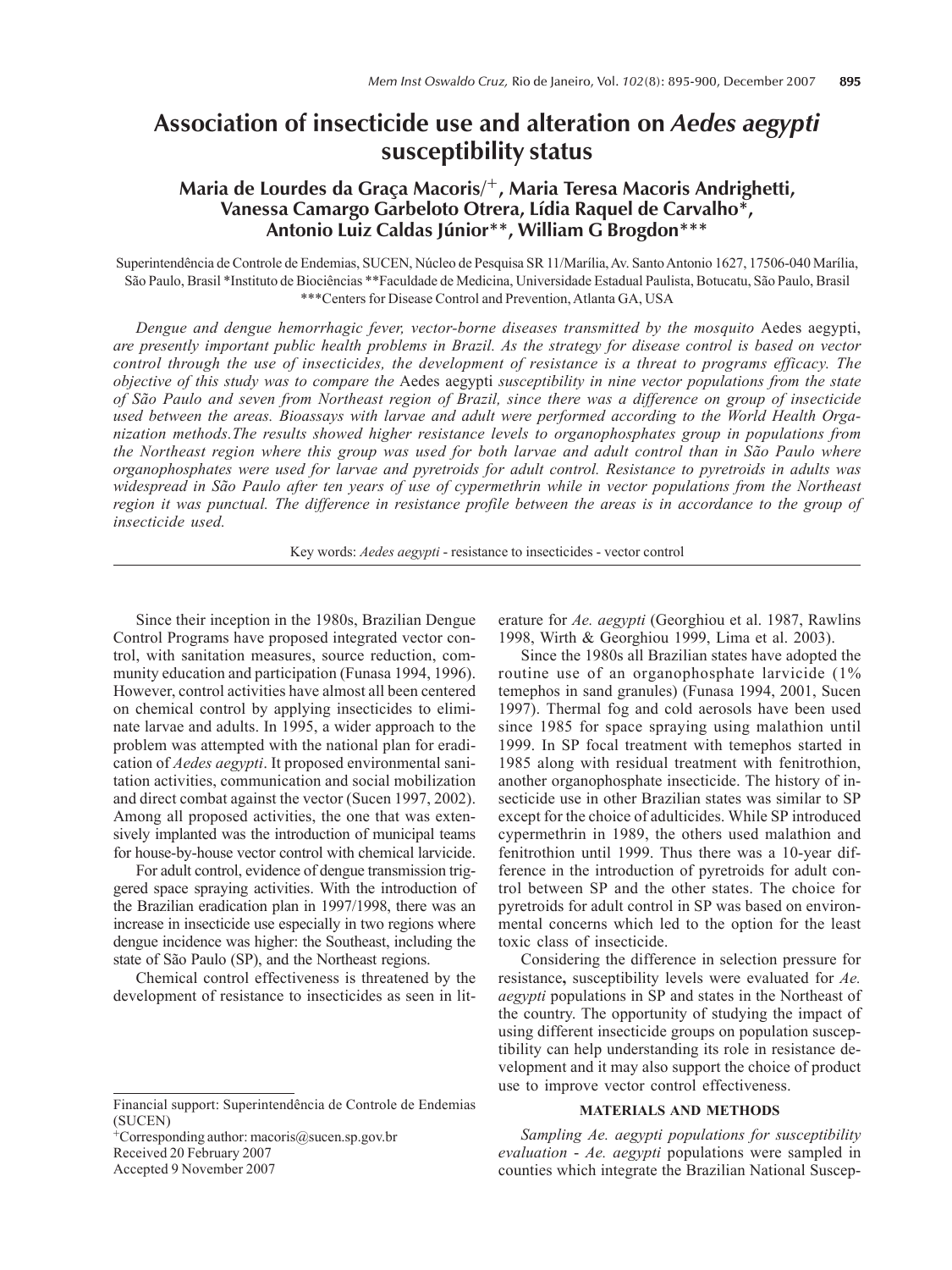# Association of insecticide use and alteration on *Aedes aegypti* susceptibility status

**Maria de Lourdes da Graça Macoris/+, Maria Teresa Macoris Andrighetti, Vanessa Camargo Garbeloto Otrera, Lídia Raquel de Carvalho\*, Antonio Luiz Caldas Júnior\*\*, William G Brogdon\*\*\***

Superintendência de Controle de Endemias, SUCEN, Núcleo de Pesquisa SR 11/Marília, Av. Santo Antonio 1627, 17506-040 Marília, São Paulo, Brasil \*Instituto de Biociências \*\*Faculdade de Medicina, Universidade Estadual Paulista, Botucatu, São Paulo, Brasil \*\*\*Centers for Disease Control and Prevention, Atlanta GA, USA

*Dengue and dengue hemorrhagic fever, vector-borne diseases transmitted by the mosquito* Aedes aegypti, *are presently important public health problems in Brazil. As the strategy for disease control is based on vector control through the use of insecticides, the development of resistance is a threat to programs efficacy. The objective of this study was to compare the* Aedes aegypti *susceptibility in nine vector populations from the state of São Paulo and seven from Northeast region of Brazil, since there was a difference on group of insecticide used between the areas. Bioassays with larvae and adult were performed according to the World Health Organization methods.The results showed higher resistance levels to organophosphates group in populations from the Northeast region where this group was used for both larvae and adult control than in São Paulo where organophosphates were used for larvae and pyretroids for adult control. Resistance to pyretroids in adults was widespread in São Paulo after ten years of use of cypermethrin while in vector populations from the Northeast region it was punctual. The difference in resistance profile between the areas is in accordance to the group of insecticide used.*

Key words: *Aedes aegypti* - resistance to insecticides - vector control

Since their inception in the 1980s, Brazilian Dengue Control Programs have proposed integrated vector control, with sanitation measures, source reduction, community education and participation (Funasa 1994, 1996). However, control activities have almost all been centered on chemical control by applying insecticides to eliminate larvae and adults. In 1995, a wider approach to the problem was attempted with the national plan for eradication of *Aedes aegypti*. It proposed environmental sanitation activities, communication and social mobilization and direct combat against the vector (Sucen 1997, 2002). Among all proposed activities, the one that was extensively implanted was the introduction of municipal teams for house-by-house vector control with chemical larvicide.

For adult control, evidence of dengue transmission triggered space spraying activities. With the introduction of the Brazilian eradication plan in 1997/1998, there was an increase in insecticide use especially in two regions where dengue incidence was higher: the Southeast, including the state of São Paulo (SP), and the Northeast regions.

Chemical control effectiveness is threatened by the development of resistance to insecticides as seen in literature for *Ae. aegypti* (Georghiou et al. 1987, Rawlins 1998, Wirth & Georghiou 1999, Lima et al. 2003).

Since the 1980s all Brazilian states have adopted the routine use of an organophosphate larvicide (1% temephos in sand granules) (Funasa 1994, 2001, Sucen 1997). Thermal fog and cold aerosols have been used since 1985 for space spraying using malathion until 1999. In SP focal treatment with temephos started in 1985 along with residual treatment with fenitrothion, another organophosphate insecticide. The history of insecticide use in other Brazilian states was similar to SP except for the choice of adulticides. While SP introduced cypermethrin in 1989, the others used malathion and fenitrothion until 1999. Thus there was a 10-year difference in the introduction of pyretroids for adult control between SP and the other states. The choice for pyretroids for adult control in SP was based on environmental concerns which led to the option for the least toxic class of insecticide.

Considering the difference in selection pressure for resistance**,** susceptibility levels were evaluated for *Ae. aegypti* populations in SP and states in the Northeast of the country. The opportunity of studying the impact of using different insecticide groups on population susceptibility can help understanding its role in resistance development and it may also support the choice of product use to improve vector control effectiveness.

## MATERIALS AND METHODS

*Sampling Ae. aegypti populations for susceptibility evaluation* - *Ae. aegypti* populations were sampled in counties which integrate the Brazilian National Suscep-

Financial support: Superintendência de Controle de Endemias (SUCEN)
+Corresponding author: macoris@sucen.sp.gov.br
Received 20 February 2007
Accepted 9 November 2007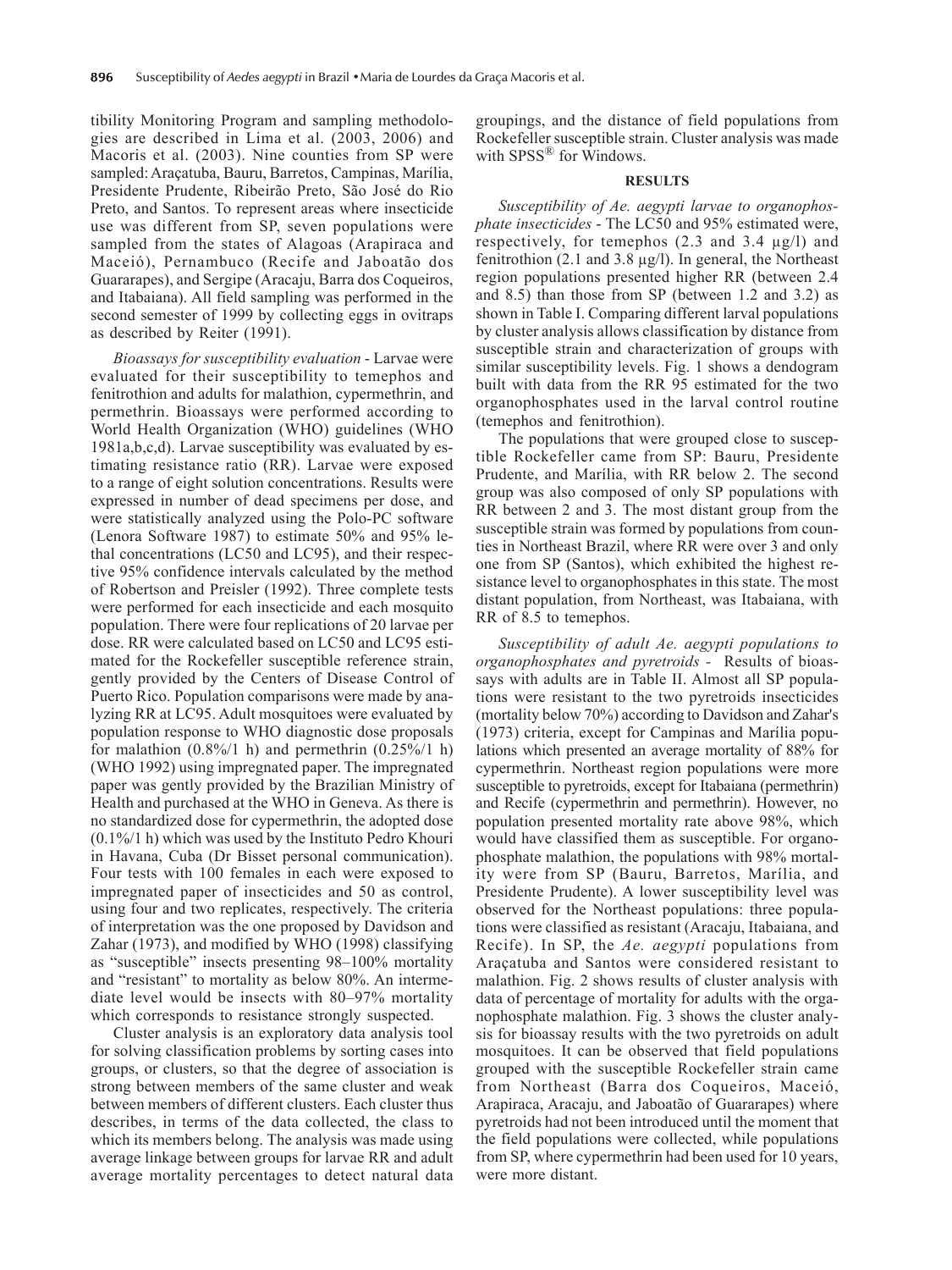tibility Monitoring Program and sampling methodologies are described in Lima et al. (2003, 2006) and Macoris et al. (2003). Nine counties from SP were sampled: Araçatuba, Bauru, Barretos, Campinas, Marília, Presidente Prudente, Ribeirão Preto, São José do Rio Preto, and Santos. To represent areas where insecticide use was different from SP, seven populations were sampled from the states of Alagoas (Arapiraca and Maceió), Pernambuco (Recife and Jaboatão dos Guararapes), and Sergipe (Aracaju, Barra dos Coqueiros, and Itabaiana). All field sampling was performed in the second semester of 1999 by collecting eggs in ovitraps as described by Reiter (1991).

*Bioassays for susceptibility evaluation* - Larvae were evaluated for their susceptibility to temephos and fenitrothion and adults for malathion, cypermethrin, and permethrin. Bioassays were performed according to World Health Organization (WHO) guidelines (WHO 1981a,b,c,d). Larvae susceptibility was evaluated by estimating resistance ratio (RR). Larvae were exposed to a range of eight solution concentrations. Results were expressed in number of dead specimens per dose, and were statistically analyzed using the Polo-PC software (Lenora Software 1987) to estimate 50% and 95% lethal concentrations (LC50 and LC95), and their respective 95% confidence intervals calculated by the method of Robertson and Preisler (1992). Three complete tests were performed for each insecticide and each mosquito population. There were four replications of 20 larvae per dose. RR were calculated based on LC50 and LC95 estimated for the Rockefeller susceptible reference strain, gently provided by the Centers of Disease Control of Puerto Rico. Population comparisons were made by analyzing RR at LC95. Adult mosquitoes were evaluated by population response to WHO diagnostic dose proposals for malathion (0.8%/1 h) and permethrin (0.25%/1 h) (WHO 1992) using impregnated paper. The impregnated paper was gently provided by the Brazilian Ministry of Health and purchased at the WHO in Geneva. As there is no standardized dose for cypermethrin, the adopted dose (0.1%/1 h) which was used by the Instituto Pedro Khouri in Havana, Cuba (Dr Bisset personal communication). Four tests with 100 females in each were exposed to impregnated paper of insecticides and 50 as control, using four and two replicates, respectively. The criteria of interpretation was the one proposed by Davidson and Zahar (1973), and modified by WHO (1998) classifying as "susceptible" insects presenting 98–100% mortality and "resistant" to mortality as below 80%. An intermediate level would be insects with 80–97% mortality which corresponds to resistance strongly suspected.

Cluster analysis is an exploratory data analysis tool for solving classification problems by sorting cases into groups, or clusters, so that the degree of association is strong between members of the same cluster and weak between members of different clusters. Each cluster thus describes, in terms of the data collected, the class to which its members belong. The analysis was made using average linkage between groups for larvae RR and adult average mortality percentages to detect natural data groupings, and the distance of field populations from Rockefeller susceptible strain. Cluster analysis was made with SPSS® for Windows.

## RESULTS

*Susceptibility of Ae. aegypti larvae to organophosphate insecticides* - The LC50 and 95% estimated were, respectively, for temephos (2.3 and 3.4 µg/l) and fenitrothion (2.1 and 3.8 µg/l). In general, the Northeast region populations presented higher RR (between 2.4 and 8.5) than those from SP (between 1.2 and 3.2) as shown in Table I. Comparing different larval populations by cluster analysis allows classification by distance from susceptible strain and characterization of groups with similar susceptibility levels. Fig. 1 shows a dendogram built with data from the RR 95 estimated for the two organophosphates used in the larval control routine (temephos and fenitrothion).

The populations that were grouped close to susceptible Rockefeller came from SP: Bauru, Presidente Prudente, and Marília, with RR below 2. The second group was also composed of only SP populations with RR between 2 and 3. The most distant group from the susceptible strain was formed by populations from counties in Northeast Brazil, where RR were over 3 and only one from SP (Santos), which exhibited the highest resistance level to organophosphates in this state. The most distant population, from Northeast, was Itabaiana, with RR of 8.5 to temephos.

*Susceptibility of adult Ae. aegypti populations to organophosphates and pyretroids* - Results of bioassays with adults are in Table II. Almost all SP populations were resistant to the two pyretroids insecticides (mortality below 70%) according to Davidson and Zahar's (1973) criteria, except for Campinas and Marília populations which presented an average mortality of 88% for cypermethrin. Northeast region populations were more susceptible to pyretroids, except for Itabaiana (permethrin) and Recife (cypermethrin and permethrin). However, no population presented mortality rate above 98%, which would have classified them as susceptible. For organophosphate malathion, the populations with 98% mortality were from SP (Bauru, Barretos, Marília, and Presidente Prudente). A lower susceptibility level was observed for the Northeast populations: three populations were classified as resistant (Aracaju, Itabaiana, and Recife). In SP, the *Ae. aegypti* populations from Araçatuba and Santos were considered resistant to malathion. Fig. 2 shows results of cluster analysis with data of percentage of mortality for adults with the organophosphate malathion. Fig. 3 shows the cluster analysis for bioassay results with the two pyretroids on adult mosquitoes. It can be observed that field populations grouped with the susceptible Rockefeller strain came from Northeast (Barra dos Coqueiros, Maceió, Arapiraca, Aracaju, and Jaboatão of Guararapes) where pyretroids had not been introduced until the moment that the field populations were collected, while populations from SP, where cypermethrin had been used for 10 years, were more distant.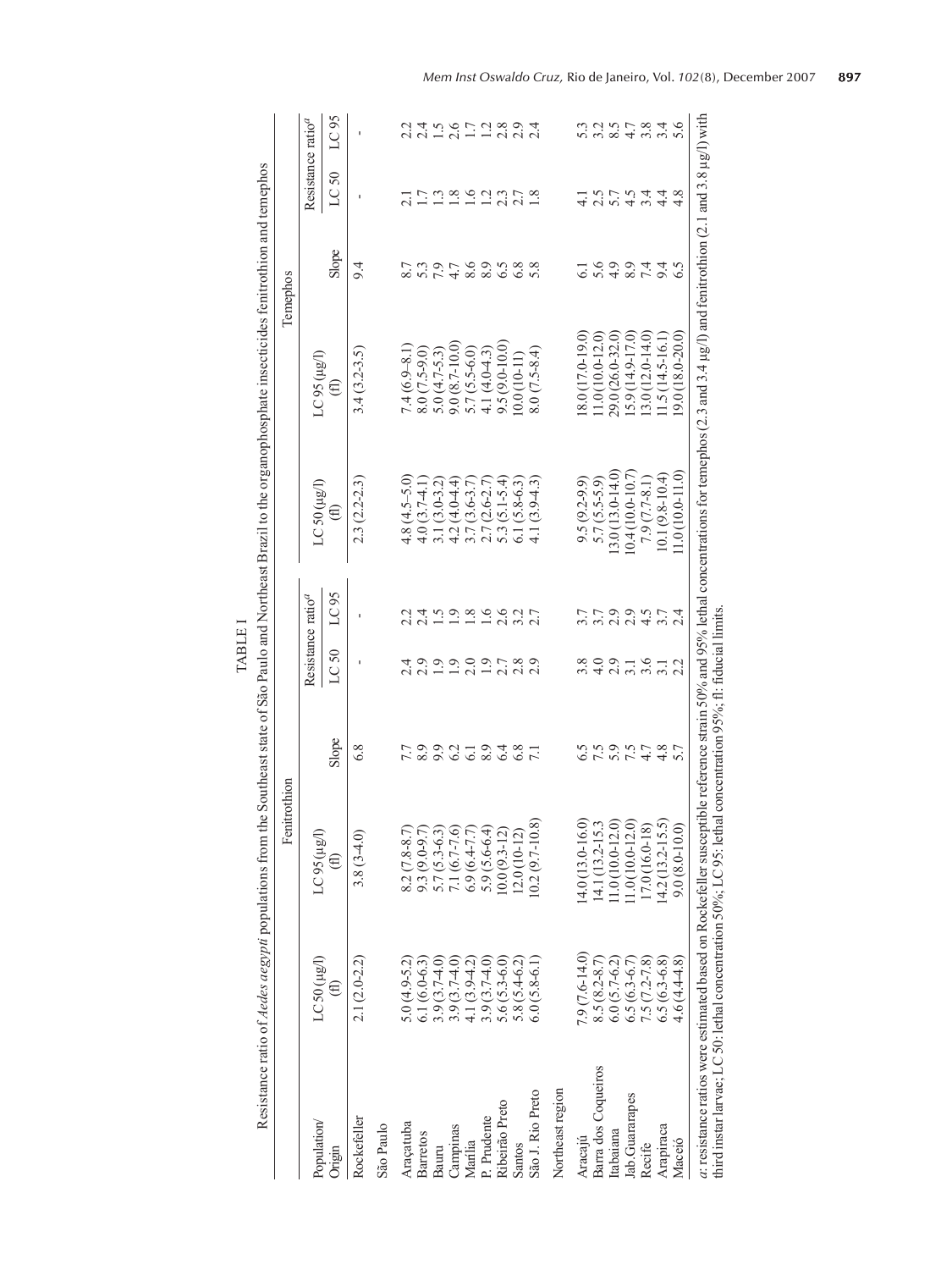TABLE I

Resistance ratio of *Aedes aegypti* populations from the Southeast state of São Paulo and Northeast Brazil to the organophosphate insecticides fenitrothion and temephos

| Population/ Origin | Fenitrothion | | | | | Temephos | | | | |
|---|---|---|---|---|---|---|---|---|---|---|
| | LC 50 (µg/l) (fl) | LC 95 (µg/l) (fl) | Slope | Resistance ratio[a] LC 50 | Resistance ratio[a] LC 95 | LC 50 (µg/l) (fl) | LC 95 (µg/l) (fl) | Slope | Resistance ratio[a] LC 50 | Resistance ratio[a] LC 95 |
| Rockefeller | 2.1 (2.0-2.2) | 3.8 (3-4.0) | 6.8 | - | - | 2.3 (2.2-2.3) | 3.4 (3.2-3.5) | 9.4 | - | - |
| São Paulo | | | | | | | | | | |
| Araçatuba | 5.0 (4.9-5.2) | 8.2 (7.8-8.7) | 7.7 | 2.4 | 2.2 | 4.8 (4.5-5.0) | 7.4 (6.9-8.1) | 8.7 | 2.1 | 2.2 |
| Barretos | 6.1 (6.0-6.3) | 9.3 (9.0-9.7) | 8.9 | 2.9 | 2.4 | 4.0 (3.7-4.1) | 8.0 (7.5-9.0) | 5.3 | 1.7 | 2.4 |
| Bauru | 3.9 (3.7-4.0) | 5.7 (5.3-6.3) | 9.9 | 1.9 | 1.5 | 3.1 (3.0-3.2) | 5.0 (4.7-5.3) | 7.9 | 1.3 | 1.5 |
| Campinas | 3.9 (3.7-4.0) | 7.1 (6.7-7.6) | 6.2 | 1.9 | 1.9 | 4.2 (4.0-4.4) | 9.0 (8.7-10.0) | 4.7 | 1.8 | 2.6 |
| Marília | 4.1 (3.9-4.2) | 6.9 (6.4-7.7) | 6.1 | 2.0 | 1.8 | 3.7 (3.6-3.7) | 5.7 (5.5-6.0) | 8.6 | 1.6 | 1.7 |
| P. Prudente | 3.9 (3.7-4.0) | 5.9 (5.6-6.4) | 8.9 | 1.9 | 1.6 | 2.7 (2.6-2.7) | 4.1 (4.0-4.3) | 8.9 | 1.2 | 1.2 |
| Ribeirão Preto | 5.6 (5.3-6.0) | 10.0 (9.3-12) | 6.4 | 2.7 | 2.6 | 5.3 (5.1-5.4) | 9.5 (9.0-10.0) | 6.5 | 2.3 | 2.8 |
| Santos | 5.8 (5.4-6.2) | 12.0 (10-12) | 6.8 | 2.8 | 3.2 | 6.1 (5.8-6.3) | 10.0 (10-11) | 6.8 | 2.7 | 2.9 |
| São J. Rio Preto | 6.0 (5.8-6.1) | 10.2 (9.7-10.8) | 7.1 | 2.9 | 2.7 | 4.1 (3.9-4.3) | 8.0 (7.5-8.4) | 5.8 | 1.8 | 2.4 |
| Northeast region | | | | | | | | | | |
| Aracajú | 7.9 (7.6-14.0) | 14.0 (13.0-16.0) | 6.5 | 3.8 | 3.7 | 9.5 (9.2-9.9) | 18.0 (17.0-19.0) | 6.1 | 4.1 | 5.3 |
| Barra dos Coqueiros | 8.5 (8.2-8.7) | 14.1 (13.2-15.3 | 7.5 | 4.0 | 3.7 | 5.7 (5.5-5.9) | 11.0 (10.0-12.0) | 5.6 | 2.5 | 3.2 |
| Itabaiana | 6.0 (5.7-6.2) | 11.0 (10.0-12.0) | 5.9 | 2.9 | 2.9 | 13.0 (13.0-14.0) | 29.0 (26.0-32.0) | 4.9 | 5.7 | 8.5 |
| Jab.Guararapes | 6.5 (6.3-6.7) | 11.0 (10.0-12.0) | 7.5 | 3.1 | 2.9 | 10.4 (10.0-10.7) | 15.9 (14.9-17.0) | 8.9 | 4.5 | 4.7 |
| Recife | 7.5 (7.2-7.8) | 17.0 (16.0-18) | 4.7 | 3.6 | 4.5 | 7.9 (7.7-8.1) | 13.0 (12.0-14.0) | 7.4 | 3.4 | 3.8 |
| Arapiraca | 6.5 (6.3-6.8) | 14.2 (13.2-15.5) | 4.8 | 3.1 | 3.7 | 10.1 (9.8-10.4) | 11.5 (14.5-16.1) | 9.4 | 4.4 | 3.4 |
| Maceió | 4.6 (4.4-4.8) | 9.0 (8.0-10.0) | 5.7 | 2.2 | 2.4 | 11.0 (10.0-11.0) | 19.0 (18.0-20.0) | 6.5 | 4.8 | 5.6 |

*a*: resistance ratios were estimated based on Rockefeller susceptible reference strain 50% and 95% lethal concentrations for temephos (2.3 and 3.4 µg/l) and fenitrothion (2.1 and 3.8 µg/l) with third instar larvae; LC 50: lethal concentration 50%; LC 95: lethal concentration 95%; fl: fiducial limits.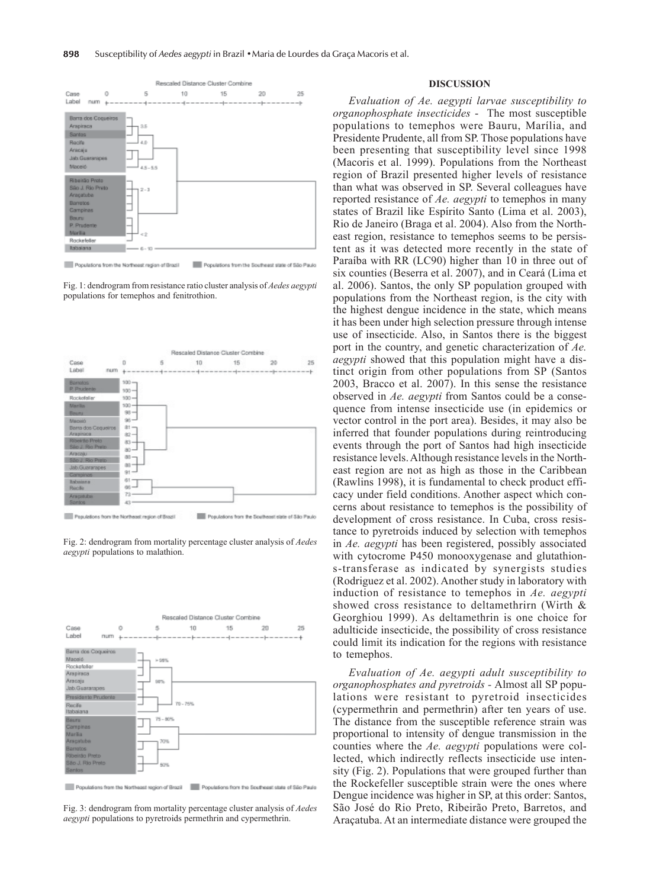Fig. 1: dendrogram from resistance ratio cluster analysis of *Aedes aegypti* populations for temephos and fenitrothion.

Fig. 2: dendrogram from mortality percentage cluster analysis of *Aedes aegypti* populations to malathion.

Fig. 3: dendrogram from mortality percentage cluster analysis of *Aedes aegypti* populations to pyretroids permethrin and cypermethrin.

## DISCUSSION

*Evaluation of Ae. aegypti larvae susceptibility to organophosphate insecticides* - The most susceptible populations to temephos were Bauru, Marília, and Presidente Prudente, all from SP. Those populations have been presenting that susceptibility level since 1998 (Macoris et al. 1999). Populations from the Northeast region of Brazil presented higher levels of resistance than what was observed in SP. Several colleagues have reported resistance of *Ae. aegypti* to temephos in many states of Brazil like Espírito Santo (Lima et al. 2003), Rio de Janeiro (Braga et al. 2004). Also from the Northeast region, resistance to temephos seems to be persistent as it was detected more recently in the state of Paraíba with RR (LC90) higher than 10 in three out of six counties (Beserra et al. 2007), and in Ceará (Lima et al. 2006). Santos, the only SP population grouped with populations from the Northeast region, is the city with the highest dengue incidence in the state, which means it has been under high selection pressure through intense use of insecticide. Also, in Santos there is the biggest port in the country, and genetic characterization of *Ae. aegypti* showed that this population might have a distinct origin from other populations from SP (Santos 2003, Bracco et al. 2007). In this sense the resistance observed in *Ae. aegypti* from Santos could be a consequence from intense insecticide use (in epidemics or vector control in the port area). Besides, it may also be inferred that founder populations during reintroducing events through the port of Santos had high insecticide resistance levels. Although resistance levels in the Northeast region are not as high as those in the Caribbean (Rawlins 1998), it is fundamental to check product efficacy under field conditions. Another aspect which concerns about resistance to temephos is the possibility of development of cross resistance. In Cuba, cross resistance to pyretroids induced by selection with temephos in *Ae. aegypti* has been registered, possibly associated with cytocrome P450 monooxygenase and glutathion-s-transferase as indicated by synergists studies (Rodriguez et al. 2002). Another study in laboratory with induction of resistance to temephos in *Ae. aegypti* showed cross resistance to deltamethrirn (Wirth & Georghiou 1999). As deltamethrin is one choice for adulticide insecticide, the possibility of cross resistance could limit its indication for the regions with resistance to temephos.

*Evaluation of Ae. aegypti adult susceptibility to organophosphates and pyretroids* - Almost all SP populations were resistant to pyretroid insecticides (cypermethrin and permethrin) after ten years of use. The distance from the susceptible reference strain was proportional to intensity of dengue transmission in the counties where the *Ae. aegypti* populations were collected, which indirectly reflects insecticide use intensity (Fig. 2). Populations that were grouped further than the Rockefeller susceptible strain were the ones where Dengue incidence was higher in SP, at this order: Santos, São José do Rio Preto, Ribeirão Preto, Barretos, and Araçatuba. At an intermediate distance were grouped the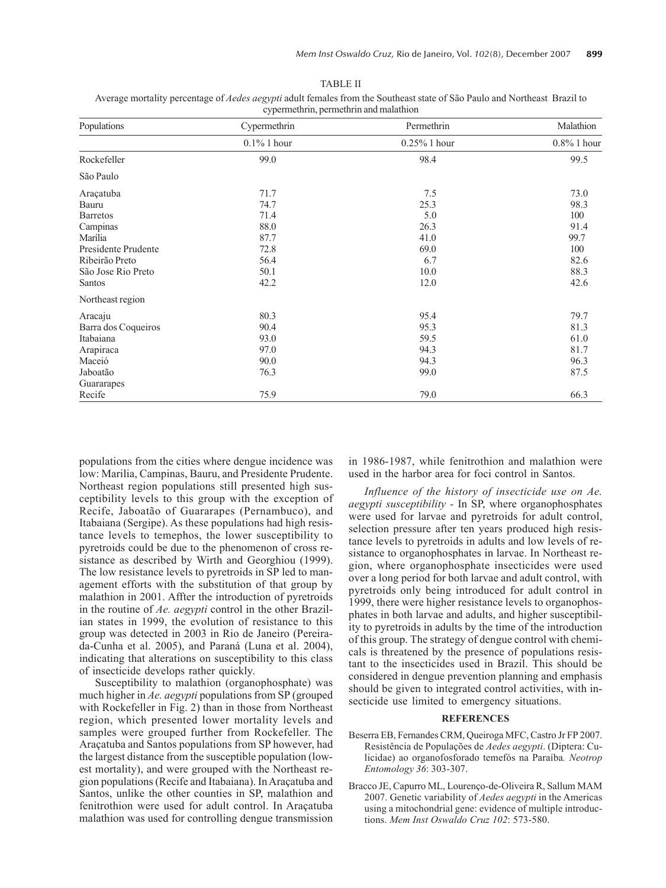TABLE II

Average mortality percentage of *Aedes aegypti* adult females from the Southeast state of São Paulo and Northeast Brazil to cypermethrin, permethrin and malathion

| Populations | Cypermethrin | Permethrin | Malathion |
|---|---|---|---|
| | 0.1% 1 hour | 0.25% 1 hour | 0.8% 1 hour |
| Rockefeller | 99.0 | 98.4 | 99.5 |
| São Paulo | | | |
| Araçatuba | 71.7 | 7.5 | 73.0 |
| Bauru | 74.7 | 25.3 | 98.3 |
| Barretos | 71.4 | 5.0 | 100 |
| Campinas | 88.0 | 26.3 | 91.4 |
| Marília | 87.7 | 41.0 | 99.7 |
| Presidente Prudente | 72.8 | 69.0 | 100 |
| Ribeirão Preto | 56.4 | 6.7 | 82.6 |
| São Jose Rio Preto | 50.1 | 10.0 | 88.3 |
| Santos | 42.2 | 12.0 | 42.6 |
| Northeast region | | | |
| Aracaju | 80.3 | 95.4 | 79.7 |
| Barra dos Coqueiros | 90.4 | 95.3 | 81.3 |
| Itabaiana | 93.0 | 59.5 | 61.0 |
| Arapiraca | 97.0 | 94.3 | 81.7 |
| Maceió | 90.0 | 94.3 | 96.3 |
| Jaboatão Guararapes | 76.3 | 99.0 | 87.5 |
| Recife | 75.9 | 79.0 | 66.3 |

populations from the cities where dengue incidence was low: Marilia, Campinas, Bauru, and Presidente Prudente. Northeast region populations still presented high susceptibility levels to this group with the exception of Recife, Jaboatão of Guararapes (Pernambuco), and Itabaiana (Sergipe). As these populations had high resistance levels to temephos, the lower susceptibility to pyretroids could be due to the phenomenon of cross resistance as described by Wirth and Georghiou (1999). The low resistance levels to pyretroids in SP led to management efforts with the substitution of that group by malathion in 2001. Affter the introduction of pyretroids in the routine of *Ae. aegypti* control in the other Brazilian states in 1999, the evolution of resistance to this group was detected in 2003 in Rio de Janeiro (Pereira-da-Cunha et al. 2005), and Paraná (Luna et al. 2004), indicating that alterations on susceptibility to this class of insecticide develops rather quickly.

Susceptibility to malathion (organophosphate) was much higher in *Ae. aegypti* populations from SP (grouped with Rockefeller in Fig. 2) than in those from Northeast region, which presented lower mortality levels and samples were grouped further from Rockefeller. The Araçatuba and Santos populations from SP however, had the largest distance from the susceptible population (lowest mortality), and were grouped with the Northeast region populations (Recife and Itabaiana). In Araçatuba and Santos, unlike the other counties in SP, malathion and fenitrothion were used for adult control. In Araçatuba malathion was used for controlling dengue transmission in 1986-1987, while fenitrothion and malathion were used in the harbor area for foci control in Santos.

*Influence of the history of insecticide use on Ae. aegypti susceptibility* - In SP, where organophosphates were used for larvae and pyretroids for adult control, selection pressure after ten years produced high resistance levels to pyretroids in adults and low levels of resistance to organophosphates in larvae. In Northeast region, where organophosphate insecticides were used over a long period for both larvae and adult control, with pyretroids only being introduced for adult control in 1999, there were higher resistance levels to organophosphates in both larvae and adults, and higher susceptibility to pyretroids in adults by the time of the introduction of this group. The strategy of dengue control with chemicals is threatened by the presence of populations resistant to the insecticides used in Brazil. This should be considered in dengue prevention planning and emphasis should be given to integrated control activities, with insecticide use limited to emergency situations.

## REFERENCES

Beserra EB, Fernandes CRM, Queiroga MFC, Castro Jr FP 2007. Resistência de Populações de *Aedes aegypti*. (Diptera: Culicidae) ao organofosforado temefós na Paraíba. *Neotrop Entomology 36*: 303-307.

Bracco JE, Capurro ML, Lourenço-de-Oliveira R, Sallum MAM 2007. Genetic variability of *Aedes aegypti* in the Americas using a mitochondrial gene: evidence of multiple introductions. *Mem Inst Oswaldo Cruz 102*: 573-580.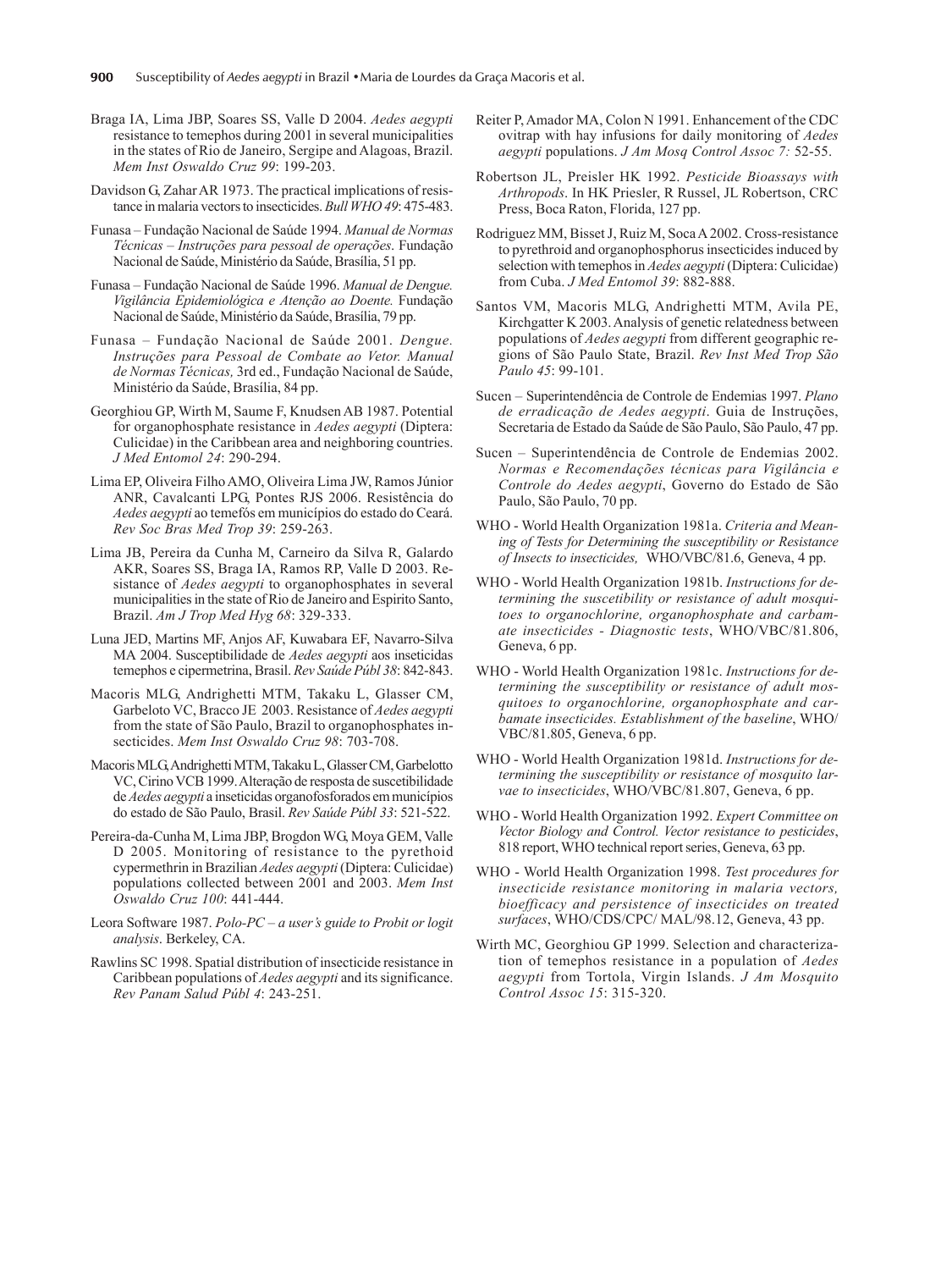Braga IA, Lima JBP, Soares SS, Valle D 2004. *Aedes aegypti* resistance to temephos during 2001 in several municipalities in the states of Rio de Janeiro, Sergipe and Alagoas, Brazil. *Mem Inst Oswaldo Cruz 99*: 199-203.

Davidson G, Zahar AR 1973. The practical implications of resistance in malaria vectors to insecticides. *Bull WHO 49*: 475-483.

Funasa – Fundação Nacional de Saúde 1994. *Manual de Normas Técnicas – Instruções para pessoal de operações*. Fundação Nacional de Saúde, Ministério da Saúde, Brasília, 51 pp.

Funasa – Fundação Nacional de Saúde 1996. *Manual de Dengue. Vigilância Epidemiológica e Atenção ao Doente.* Fundação Nacional de Saúde, Ministério da Saúde, Brasília, 79 pp.

Funasa – Fundação Nacional de Saúde 2001. *Dengue. Instruções para Pessoal de Combate ao Vetor. Manual de Normas Técnicas,* 3rd ed., Fundação Nacional de Saúde, Ministério da Saúde, Brasília, 84 pp.

Georghiou GP, Wirth M, Saume F, Knudsen AB 1987. Potential for organophosphate resistance in *Aedes aegypti* (Diptera: Culicidae) in the Caribbean area and neighboring countries. *J Med Entomol 24*: 290-294.

Lima EP, Oliveira Filho AMO, Oliveira Lima JW, Ramos Júnior ANR, Cavalcanti LPG, Pontes RJS 2006. Resistência do *Aedes aegypti* ao temefós em municípios do estado do Ceará. *Rev Soc Bras Med Trop 39*: 259-263.

Lima JB, Pereira da Cunha M, Carneiro da Silva R, Galardo AKR, Soares SS, Braga IA, Ramos RP, Valle D 2003. Resistance of *Aedes aegypti* to organophosphates in several municipalities in the state of Rio de Janeiro and Espirito Santo, Brazil. *Am J Trop Med Hyg 68*: 329-333.

Luna JED, Martins MF, Anjos AF, Kuwabara EF, Navarro-Silva MA 2004. Susceptibilidade de *Aedes aegypti* aos inseticidas temephos e cipermetrina, Brasil. *Rev Saúde Públ 38*: 842-843.

Macoris MLG, Andrighetti MTM, Takaku L, Glasser CM, Garbeloto VC, Bracco JE 2003. Resistance of *Aedes aegypti* from the state of São Paulo, Brazil to organophosphates insecticides. *Mem Inst Oswaldo Cruz 98*: 703-708.

Macoris MLG, Andrighetti MTM, Takaku L, Glasser CM, Garbelotto VC, Cirino VCB 1999. Alteração de resposta de suscetibilidade de *Aedes aegypti* a inseticidas organofosforados em municípios do estado de São Paulo, Brasil. *Rev Saúde Públ 33*: 521-522.

Pereira-da-Cunha M, Lima JBP, Brogdon WG, Moya GEM, Valle D 2005. Monitoring of resistance to the pyrethoid cypermethrin in Brazilian *Aedes aegypti* (Diptera: Culicidae) populations collected between 2001 and 2003. *Mem Inst Oswaldo Cruz 100*: 441-444.

Leora Software 1987. *Polo-PC – a user's guide to Probit or logit analysis*. Berkeley, CA.

Rawlins SC 1998. Spatial distribution of insecticide resistance in Caribbean populations of *Aedes aegypti* and its significance. *Rev Panam Salud Públ 4*: 243-251.

Reiter P, Amador MA, Colon N 1991. Enhancement of the CDC ovitrap with hay infusions for daily monitoring of *Aedes aegypti* populations. *J Am Mosq Control Assoc 7:* 52-55.

Robertson JL, Preisler HK 1992. *Pesticide Bioassays with Arthropods*. In HK Priesler, R Russel, JL Robertson, CRC Press, Boca Raton, Florida, 127 pp.

Rodriguez MM, Bisset J, Ruiz M, Soca A 2002. Cross-resistance to pyrethroid and organophosphorus insecticides induced by selection with temephos in *Aedes aegypti* (Diptera: Culicidae) from Cuba. *J Med Entomol 39*: 882-888.

Santos VM, Macoris MLG, Andrighetti MTM, Avila PE, Kirchgatter K 2003. Analysis of genetic relatedness between populations of *Aedes aegypti* from different geographic regions of São Paulo State, Brazil. *Rev Inst Med Trop São Paulo 45*: 99-101.

Sucen – Superintendência de Controle de Endemias 1997. *Plano de erradicação de Aedes aegypti*. Guia de Instruções, Secretaria de Estado da Saúde de São Paulo, São Paulo, 47 pp.

Sucen – Superintendência de Controle de Endemias 2002. *Normas e Recomendações técnicas para Vigilância e Controle do Aedes aegypti*, Governo do Estado de São Paulo, São Paulo, 70 pp.

WHO - World Health Organization 1981a. *Criteria and Meaning of Tests for Determining the susceptibility or Resistance of Insects to insecticides,* WHO/VBC/81.6, Geneva, 4 pp.

WHO - World Health Organization 1981b. *Instructions for determining the suscetibility or resistance of adult mosquitoes to organochlorine, organophosphate and carbamate insecticides - Diagnostic tests*, WHO/VBC/81.806, Geneva, 6 pp.

WHO - World Health Organization 1981c. *Instructions for determining the susceptibility or resistance of adult mosquitoes to organochlorine, organophosphate and carbamate insecticides. Establishment of the baseline*, WHO/VBC/81.805, Geneva, 6 pp.

WHO - World Health Organization 1981d. *Instructions for determining the susceptibility or resistance of mosquito larvae to insecticides*, WHO/VBC/81.807, Geneva, 6 pp.

WHO - World Health Organization 1992. *Expert Committee on Vector Biology and Control. Vector resistance to pesticides*, 818 report, WHO technical report series, Geneva, 63 pp.

WHO - World Health Organization 1998. *Test procedures for insecticide resistance monitoring in malaria vectors, bioefficacy and persistence of insecticides on treated surfaces*, WHO/CDS/CPC/ MAL/98.12, Geneva, 43 pp.

Wirth MC, Georghiou GP 1999. Selection and characterization of temephos resistance in a population of *Aedes aegypti* from Tortola, Virgin Islands. *J Am Mosquito Control Assoc 15*: 315-320.